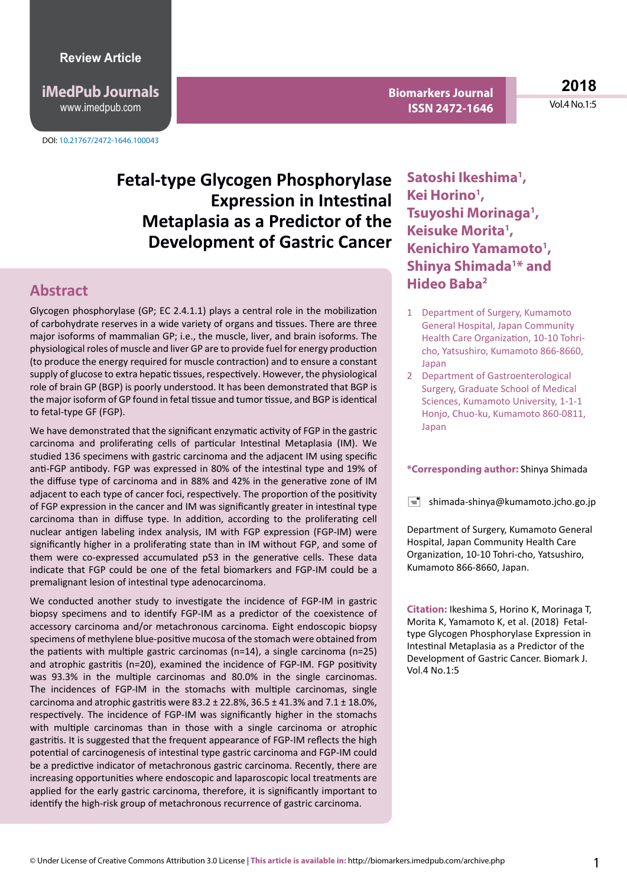Review Article

DOI: 10.21767/2472-1646.100043

# Fetal-type Glycogen Phosphorylase Expression in Intestinal Metaplasia as a Predictor of the Development of Gastric Cancer

**Satoshi Ikeshima[1], Kei Horino[1], Tsuyoshi Morinaga[1], Keisuke Morita[1], Kenichiro Yamamoto[1], Shinya Shimada[1]* and Hideo Baba[2]**

1 Department of Surgery, Kumamoto General Hospital, Japan Community Health Care Organization, 10-10 Tohri-cho, Yatsushiro, Kumamoto 866-8660, Japan

2 Department of Gastroenterological Surgery, Graduate School of Medical Sciences, Kumamoto University, 1-1-1 Honjo, Chuo-ku, Kumamoto 860-0811, Japan

**\*Corresponding author:** Shinya Shimada

shimada-shinya@kumamoto.jcho.go.jp

Department of Surgery, Kumamoto General Hospital, Japan Community Health Care Organization, 10-10 Tohri-cho, Yatsushiro, Kumamoto 866-8660, Japan.

**Citation:** Ikeshima S, Horino K, Morinaga T, Morita K, Yamamoto K, et al. (2018) Fetal-type Glycogen Phosphorylase Expression in Intestinal Metaplasia as a Predictor of the Development of Gastric Cancer. Biomark J. Vol.4 No.1:5

## Abstract

Glycogen phosphorylase (GP; EC 2.4.1.1) plays a central role in the mobilization of carbohydrate reserves in a wide variety of organs and tissues. There are three major isoforms of mammalian GP; i.e., the muscle, liver, and brain isoforms. The physiological roles of muscle and liver GP are to provide fuel for energy production (to produce the energy required for muscle contraction) and to ensure a constant supply of glucose to extra hepatic tissues, respectively. However, the physiological role of brain GP (BGP) is poorly understood. It has been demonstrated that BGP is the major isoform of GP found in fetal tissue and tumor tissue, and BGP is identical to fetal-type GF (FGP).

We have demonstrated that the significant enzymatic activity of FGP in the gastric carcinoma and proliferating cells of particular Intestinal Metaplasia (IM). We studied 136 specimens with gastric carcinoma and the adjacent IM using specific anti-FGP antibody. FGP was expressed in 80% of the intestinal type and 19% of the diffuse type of carcinoma and in 88% and 42% in the generative zone of IM adjacent to each type of cancer foci, respectively. The proportion of the positivity of FGP expression in the cancer and IM was significantly greater in intestinal type carcinoma than in diffuse type. In addition, according to the proliferating cell nuclear antigen labeling index analysis, IM with FGP expression (FGP-IM) were significantly higher in a proliferating state than in IM without FGP, and some of them were co-expressed accumulated p53 in the generative cells. These data indicate that FGP could be one of the fetal biomarkers and FGP-IM could be a premalignant lesion of intestinal type adenocarcinoma.

We conducted another study to investigate the incidence of FGP-IM in gastric biopsy specimens and to identify FGP-IM as a predictor of the coexistence of accessory carcinoma and/or metachronous carcinoma. Eight endoscopic biopsy specimens of methylene blue-positive mucosa of the stomach were obtained from the patients with multiple gastric carcinomas (n=14), a single carcinoma (n=25) and atrophic gastritis (n=20), examined the incidence of FGP-IM. FGP positivity was 93.3% in the multiple carcinomas and 80.0% in the single carcinomas. The incidences of FGP-IM in the stomachs with multiple carcinomas, single carcinoma and atrophic gastritis were 83.2 ± 22.8%, 36.5 ± 41.3% and 7.1 ± 18.0%, respectively. The incidence of FGP-IM was significantly higher in the stomachs with multiple carcinomas than in those with a single carcinoma or atrophic gastritis. It is suggested that the frequent appearance of FGP-IM reflects the high potential of carcinogenesis of intestinal type gastric carcinoma and FGP-IM could be a predictive indicator of metachronous gastric carcinoma. Recently, there are increasing opportunities where endoscopic and laparoscopic local treatments are applied for the early gastric carcinoma, therefore, it is significantly important to identify the high-risk group of metachronous recurrence of gastric carcinoma.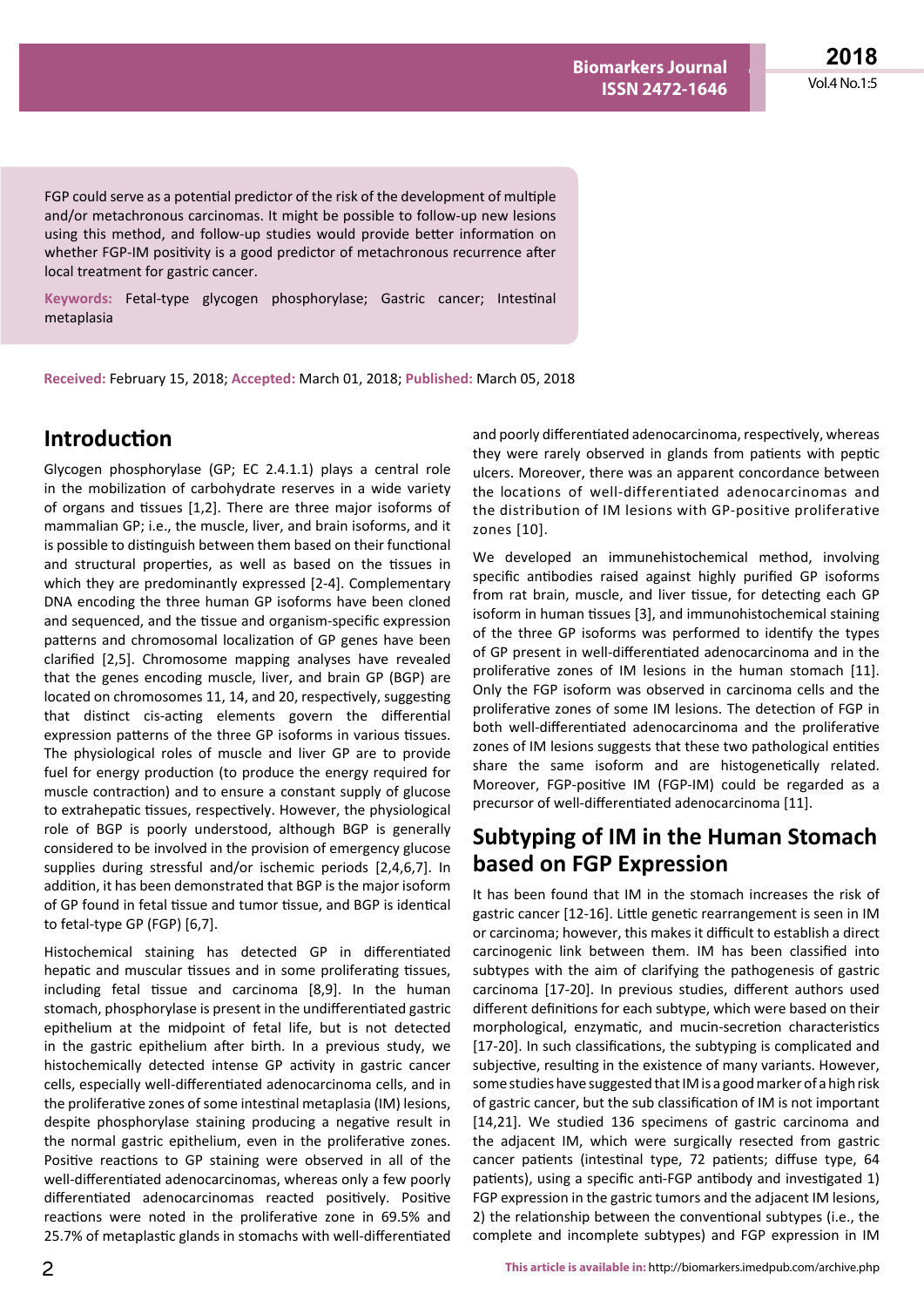FGP could serve as a potential predictor of the risk of the development of multiple and/or metachronous carcinomas. It might be possible to follow-up new lesions using this method, and follow-up studies would provide better information on whether FGP-IM positivity is a good predictor of metachronous recurrence after local treatment for gastric cancer.

**Keywords:** Fetal-type glycogen phosphorylase; Gastric cancer; Intestinal metaplasia

**Received:** February 15, 2018; **Accepted:** March 01, 2018; **Published:** March 05, 2018

## Introduction

Glycogen phosphorylase (GP; EC 2.4.1.1) plays a central role in the mobilization of carbohydrate reserves in a wide variety of organs and tissues [1,2]. There are three major isoforms of mammalian GP; i.e., the muscle, liver, and brain isoforms, and it is possible to distinguish between them based on their functional and structural properties, as well as based on the tissues in which they are predominantly expressed [2-4]. Complementary DNA encoding the three human GP isoforms have been cloned and sequenced, and the tissue and organism-specific expression patterns and chromosomal localization of GP genes have been clarified [2,5]. Chromosome mapping analyses have revealed that the genes encoding muscle, liver, and brain GP (BGP) are located on chromosomes 11, 14, and 20, respectively, suggesting that distinct cis-acting elements govern the differential expression patterns of the three GP isoforms in various tissues. The physiological roles of muscle and liver GP are to provide fuel for energy production (to produce the energy required for muscle contraction) and to ensure a constant supply of glucose to extrahepatic tissues, respectively. However, the physiological role of BGP is poorly understood, although BGP is generally considered to be involved in the provision of emergency glucose supplies during stressful and/or ischemic periods [2,4,6,7]. In addition, it has been demonstrated that BGP is the major isoform of GP found in fetal tissue and tumor tissue, and BGP is identical to fetal-type GP (FGP) [6,7].

Histochemical staining has detected GP in differentiated hepatic and muscular tissues and in some proliferating tissues, including fetal tissue and carcinoma [8,9]. In the human stomach, phosphorylase is present in the undifferentiated gastric epithelium at the midpoint of fetal life, but is not detected in the gastric epithelium after birth. In a previous study, we histochemically detected intense GP activity in gastric cancer cells, especially well-differentiated adenocarcinoma cells, and in the proliferative zones of some intestinal metaplasia (IM) lesions, despite phosphorylase staining producing a negative result in the normal gastric epithelium, even in the proliferative zones. Positive reactions to GP staining were observed in all of the well-differentiated adenocarcinomas, whereas only a few poorly differentiated adenocarcinomas reacted positively. Positive reactions were noted in the proliferative zone in 69.5% and 25.7% of metaplastic glands in stomachs with well-differentiated and poorly differentiated adenocarcinoma, respectively, whereas they were rarely observed in glands from patients with peptic ulcers. Moreover, there was an apparent concordance between the locations of well-differentiated adenocarcinomas and the distribution of IM lesions with GP-positive proliferative zones [10].

We developed an immunehistochemical method, involving specific antibodies raised against highly purified GP isoforms from rat brain, muscle, and liver tissue, for detecting each GP isoform in human tissues [3], and immunohistochemical staining of the three GP isoforms was performed to identify the types of GP present in well-differentiated adenocarcinoma and in the proliferative zones of IM lesions in the human stomach [11]. Only the FGP isoform was observed in carcinoma cells and the proliferative zones of some IM lesions. The detection of FGP in both well-differentiated adenocarcinoma and the proliferative zones of IM lesions suggests that these two pathological entities share the same isoform and are histogenetically related. Moreover, FGP-positive IM (FGP-IM) could be regarded as a precursor of well-differentiated adenocarcinoma [11].

## Subtyping of IM in the Human Stomach based on FGP Expression

It has been found that IM in the stomach increases the risk of gastric cancer [12-16]. Little genetic rearrangement is seen in IM or carcinoma; however, this makes it difficult to establish a direct carcinogenic link between them. IM has been classified into subtypes with the aim of clarifying the pathogenesis of gastric carcinoma [17-20]. In previous studies, different authors used different definitions for each subtype, which were based on their morphological, enzymatic, and mucin-secretion characteristics [17-20]. In such classifications, the subtyping is complicated and subjective, resulting in the existence of many variants. However, some studies have suggested that IM is a good marker of a high risk of gastric cancer, but the sub classification of IM is not important [14,21]. We studied 136 specimens of gastric carcinoma and the adjacent IM, which were surgically resected from gastric cancer patients (intestinal type, 72 patients; diffuse type, 64 patients), using a specific anti-FGP antibody and investigated 1) FGP expression in the gastric tumors and the adjacent IM lesions, 2) the relationship between the conventional subtypes (i.e., the complete and incomplete subtypes) and FGP expression in IM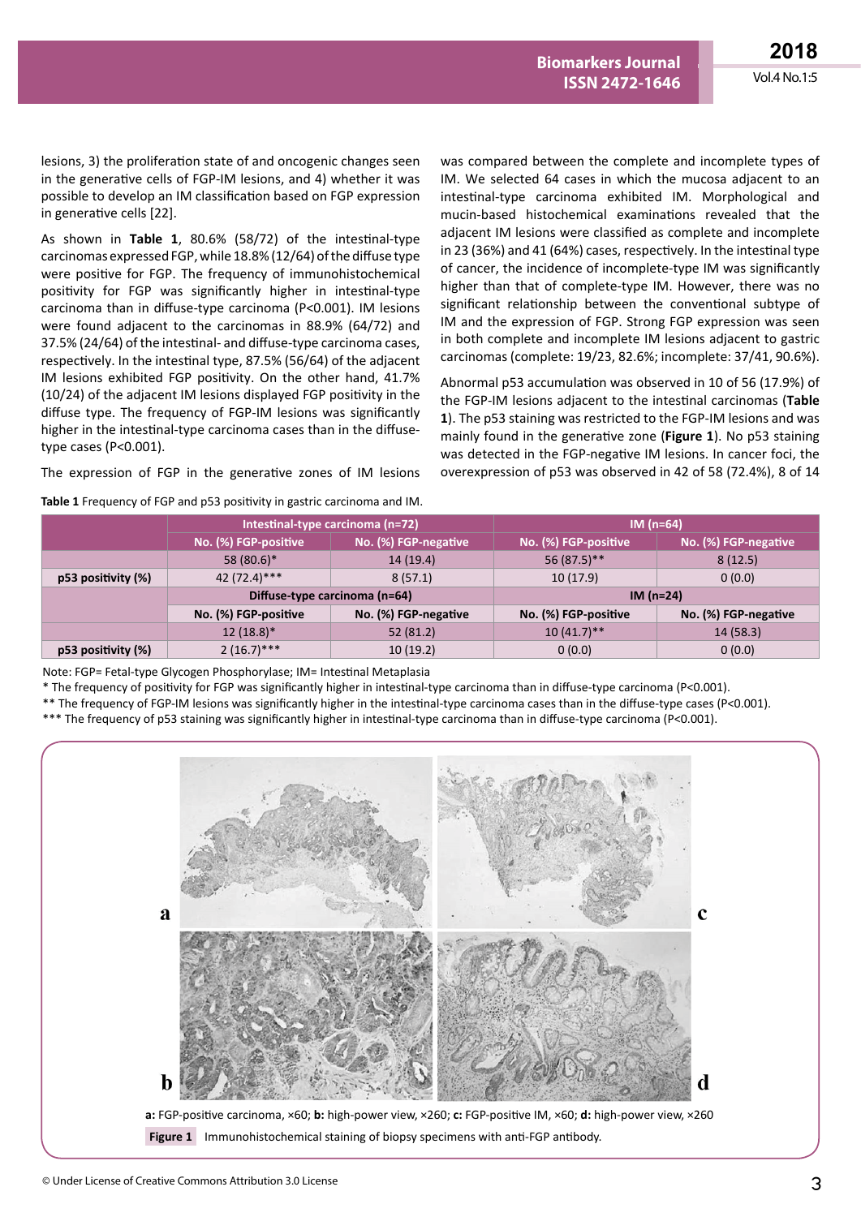lesions, 3) the proliferation state of and oncogenic changes seen in the generative cells of FGP-IM lesions, and 4) whether it was possible to develop an IM classification based on FGP expression in generative cells [22].

As shown in **Table 1**, 80.6% (58/72) of the intestinal-type carcinomas expressed FGP, while 18.8% (12/64) of the diffuse type were positive for FGP. The frequency of immunohistochemical positivity for FGP was significantly higher in intestinal-type carcinoma than in diffuse-type carcinoma (P<0.001). IM lesions were found adjacent to the carcinomas in 88.9% (64/72) and 37.5% (24/64) of the intestinal- and diffuse-type carcinoma cases, respectively. In the intestinal type, 87.5% (56/64) of the adjacent IM lesions exhibited FGP positivity. On the other hand, 41.7% (10/24) of the adjacent IM lesions displayed FGP positivity in the diffuse type. The frequency of FGP-IM lesions was significantly higher in the intestinal-type carcinoma cases than in the diffuse-type cases (P<0.001).

The expression of FGP in the generative zones of IM lesions was compared between the complete and incomplete types of IM. We selected 64 cases in which the mucosa adjacent to an intestinal-type carcinoma exhibited IM. Morphological and mucin-based histochemical examinations revealed that the adjacent IM lesions were classified as complete and incomplete in 23 (36%) and 41 (64%) cases, respectively. In the intestinal type of cancer, the incidence of incomplete-type IM was significantly higher than that of complete-type IM. However, there was no significant relationship between the conventional subtype of IM and the expression of FGP. Strong FGP expression was seen in both complete and incomplete IM lesions adjacent to gastric carcinomas (complete: 19/23, 82.6%; incomplete: 37/41, 90.6%).

Abnormal p53 accumulation was observed in 10 of 56 (17.9%) of the FGP-IM lesions adjacent to the intestinal carcinomas (**Table 1**). The p53 staining was restricted to the FGP-IM lesions and was mainly found in the generative zone (**Figure 1**). No p53 staining was detected in the FGP-negative IM lesions. In cancer foci, the overexpression of p53 was observed in 42 of 58 (72.4%), 8 of 14

**Table 1** Frequency of FGP and p53 positivity in gastric carcinoma and IM.

| | Intestinal-type carcinoma (n=72) | | IM (n=64) | |
|---|---|---|---|---|
| | No. (%) FGP-positive | No. (%) FGP-negative | No. (%) FGP-positive | No. (%) FGP-negative |
| | 58 (80.6)* | 14 (19.4) | 56 (87.5)** | 8 (12.5) |
| p53 positivity (%) | 42 (72.4)*** | 8 (57.1) | 10 (17.9) | 0 (0.0) |
| | Diffuse-type carcinoma (n=64) | | IM (n=24) | |
| | No. (%) FGP-positive | No. (%) FGP-negative | No. (%) FGP-positive | No. (%) FGP-negative |
| | 12 (18.8)* | 52 (81.2) | 10 (41.7)** | 14 (58.3) |
| p53 positivity (%) | 2 (16.7)*** | 10 (19.2) | 0 (0.0) | 0 (0.0) |

Note: FGP= Fetal-type Glycogen Phosphorylase; IM= Intestinal Metaplasia

* The frequency of positivity for FGP was significantly higher in intestinal-type carcinoma than in diffuse-type carcinoma (P<0.001).

** The frequency of FGP-IM lesions was significantly higher in the intestinal-type carcinoma cases than in the diffuse-type cases (P<0.001).

*** The frequency of p53 staining was significantly higher in intestinal-type carcinoma than in diffuse-type carcinoma (P<0.001).

**a:** FGP-positive carcinoma, ×60; **b:** high-power view, ×260; **c:** FGP-positive IM, ×60; **d:** high-power view, ×260

**Figure 1** Immunohistochemical staining of biopsy specimens with anti-FGP antibody.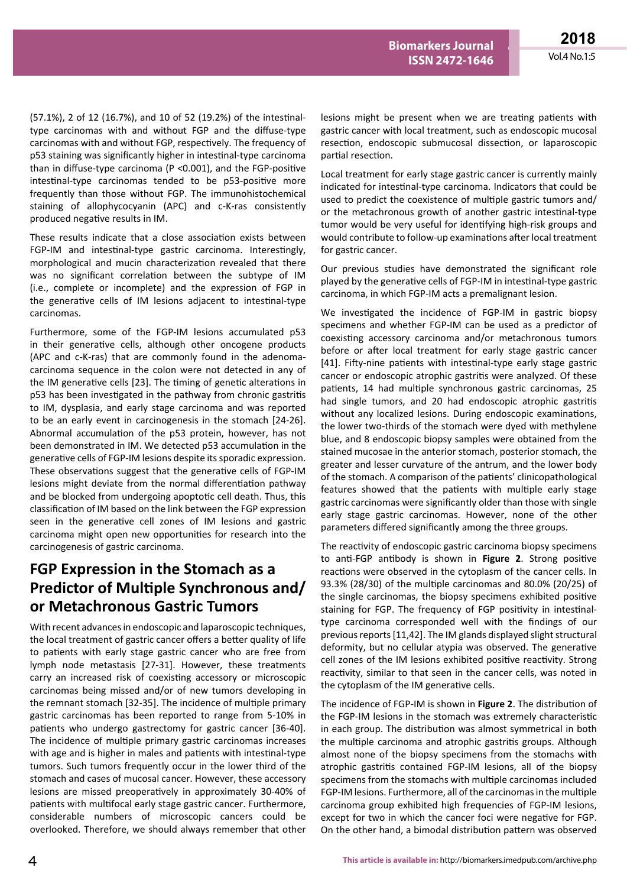(57.1%), 2 of 12 (16.7%), and 10 of 52 (19.2%) of the intestinal-type carcinomas with and without FGP and the diffuse-type carcinomas with and without FGP, respectively. The frequency of p53 staining was significantly higher in intestinal-type carcinoma than in diffuse-type carcinoma (P <0.001), and the FGP-positive intestinal-type carcinomas tended to be p53-positive more frequently than those without FGP. The immunohistochemical staining of allophycocyanin (APC) and c-K-ras consistently produced negative results in IM.

These results indicate that a close association exists between FGP-IM and intestinal-type gastric carcinoma. Interestingly, morphological and mucin characterization revealed that there was no significant correlation between the subtype of IM (i.e., complete or incomplete) and the expression of FGP in the generative cells of IM lesions adjacent to intestinal-type carcinomas.

Furthermore, some of the FGP-IM lesions accumulated p53 in their generative cells, although other oncogene products (APC and c-K-ras) that are commonly found in the adenoma-carcinoma sequence in the colon were not detected in any of the IM generative cells [23]. The timing of genetic alterations in p53 has been investigated in the pathway from chronic gastritis to IM, dysplasia, and early stage carcinoma and was reported to be an early event in carcinogenesis in the stomach [24-26]. Abnormal accumulation of the p53 protein, however, has not been demonstrated in IM. We detected p53 accumulation in the generative cells of FGP-IM lesions despite its sporadic expression. These observations suggest that the generative cells of FGP-IM lesions might deviate from the normal differentiation pathway and be blocked from undergoing apoptotic cell death. Thus, this classification of IM based on the link between the FGP expression seen in the generative cell zones of IM lesions and gastric carcinoma might open new opportunities for research into the carcinogenesis of gastric carcinoma.

## FGP Expression in the Stomach as a Predictor of Multiple Synchronous and/or Metachronous Gastric Tumors

With recent advances in endoscopic and laparoscopic techniques, the local treatment of gastric cancer offers a better quality of life to patients with early stage gastric cancer who are free from lymph node metastasis [27-31]. However, these treatments carry an increased risk of coexisting accessory or microscopic carcinomas being missed and/or of new tumors developing in the remnant stomach [32-35]. The incidence of multiple primary gastric carcinomas has been reported to range from 5-10% in patients who undergo gastrectomy for gastric cancer [36-40]. The incidence of multiple primary gastric carcinomas increases with age and is higher in males and patients with intestinal-type tumors. Such tumors frequently occur in the lower third of the stomach and cases of mucosal cancer. However, these accessory lesions are missed preoperatively in approximately 30-40% of patients with multifocal early stage gastric cancer. Furthermore, considerable numbers of microscopic cancers could be overlooked. Therefore, we should always remember that other lesions might be present when we are treating patients with gastric cancer with local treatment, such as endoscopic mucosal resection, endoscopic submucosal dissection, or laparoscopic partial resection.

Local treatment for early stage gastric cancer is currently mainly indicated for intestinal-type carcinoma. Indicators that could be used to predict the coexistence of multiple gastric tumors and/or the metachronous growth of another gastric intestinal-type tumor would be very useful for identifying high-risk groups and would contribute to follow-up examinations after local treatment for gastric cancer.

Our previous studies have demonstrated the significant role played by the generative cells of FGP-IM in intestinal-type gastric carcinoma, in which FGP-IM acts a premalignant lesion.

We investigated the incidence of FGP-IM in gastric biopsy specimens and whether FGP-IM can be used as a predictor of coexisting accessory carcinoma and/or metachronous tumors before or after local treatment for early stage gastric cancer [41]. Fifty-nine patients with intestinal-type early stage gastric cancer or endoscopic atrophic gastritis were analyzed. Of these patients, 14 had multiple synchronous gastric carcinomas, 25 had single tumors, and 20 had endoscopic atrophic gastritis without any localized lesions. During endoscopic examinations, the lower two-thirds of the stomach were dyed with methylene blue, and 8 endoscopic biopsy samples were obtained from the stained mucosae in the anterior stomach, posterior stomach, the greater and lesser curvature of the antrum, and the lower body of the stomach. A comparison of the patients' clinicopathological features showed that the patients with multiple early stage gastric carcinomas were significantly older than those with single early stage gastric carcinomas. However, none of the other parameters differed significantly among the three groups.

The reactivity of endoscopic gastric carcinoma biopsy specimens to anti-FGP antibody is shown in **Figure 2**. Strong positive reactions were observed in the cytoplasm of the cancer cells. In 93.3% (28/30) of the multiple carcinomas and 80.0% (20/25) of the single carcinomas, the biopsy specimens exhibited positive staining for FGP. The frequency of FGP positivity in intestinal-type carcinoma corresponded well with the findings of our previous reports [11,42]. The IM glands displayed slight structural deformity, but no cellular atypia was observed. The generative cell zones of the IM lesions exhibited positive reactivity. Strong reactivity, similar to that seen in the cancer cells, was noted in the cytoplasm of the IM generative cells.

The incidence of FGP-IM is shown in **Figure 2**. The distribution of the FGP-IM lesions in the stomach was extremely characteristic in each group. The distribution was almost symmetrical in both the multiple carcinoma and atrophic gastritis groups. Although almost none of the biopsy specimens from the stomachs with atrophic gastritis contained FGP-IM lesions, all of the biopsy specimens from the stomachs with multiple carcinomas included FGP-IM lesions. Furthermore, all of the carcinomas in the multiple carcinoma group exhibited high frequencies of FGP-IM lesions, except for two in which the cancer foci were negative for FGP. On the other hand, a bimodal distribution pattern was observed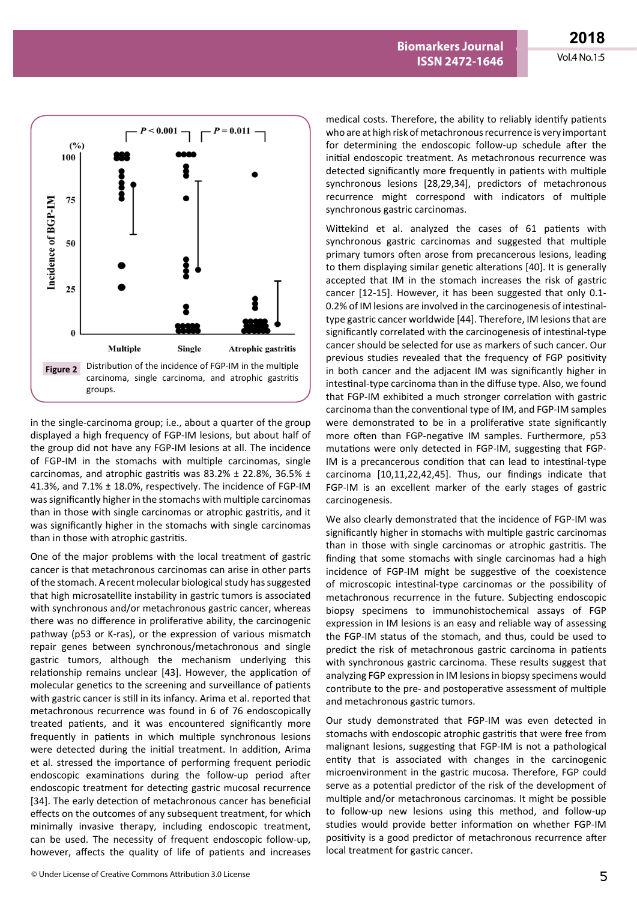Figure 2 Distribution of the incidence of FGP-IM in the multiple carcinoma, single carcinoma, and atrophic gastritis groups.

in the single-carcinoma group; i.e., about a quarter of the group displayed a high frequency of FGP-IM lesions, but about half of the group did not have any FGP-IM lesions at all. The incidence of FGP-IM in the stomachs with multiple carcinomas, single carcinomas, and atrophic gastritis was 83.2% ± 22.8%, 36.5% ± 41.3%, and 7.1% ± 18.0%, respectively. The incidence of FGP-IM was significantly higher in the stomachs with multiple carcinomas than in those with single carcinomas or atrophic gastritis, and it was significantly higher in the stomachs with single carcinomas than in those with atrophic gastritis.

One of the major problems with the local treatment of gastric cancer is that metachronous carcinomas can arise in other parts of the stomach. A recent molecular biological study has suggested that high microsatellite instability in gastric tumors is associated with synchronous and/or metachronous gastric cancer, whereas there was no difference in proliferative ability, the carcinogenic pathway (p53 or K-ras), or the expression of various mismatch repair genes between synchronous/metachronous and single gastric tumors, although the mechanism underlying this relationship remains unclear [43]. However, the application of molecular genetics to the screening and surveillance of patients with gastric cancer is still in its infancy. Arima et al. reported that metachronous recurrence was found in 6 of 76 endoscopically treated patients, and it was encountered significantly more frequently in patients in which multiple synchronous lesions were detected during the initial treatment. In addition, Arima et al. stressed the importance of performing frequent periodic endoscopic examinations during the follow-up period after endoscopic treatment for detecting gastric mucosal recurrence [34]. The early detection of metachronous cancer has beneficial effects on the outcomes of any subsequent treatment, for which minimally invasive therapy, including endoscopic treatment, can be used. The necessity of frequent endoscopic follow-up, however, affects the quality of life of patients and increases medical costs. Therefore, the ability to reliably identify patients who are at high risk of metachronous recurrence is very important for determining the endoscopic follow-up schedule after the initial endoscopic treatment. As metachronous recurrence was detected significantly more frequently in patients with multiple synchronous lesions [28,29,34], predictors of metachronous recurrence might correspond with indicators of multiple synchronous gastric carcinomas.

Wittekind et al. analyzed the cases of 61 patients with synchronous gastric carcinomas and suggested that multiple primary tumors often arose from precancerous lesions, leading to them displaying similar genetic alterations [40]. It is generally accepted that IM in the stomach increases the risk of gastric cancer [12-15]. However, it has been suggested that only 0.1-0.2% of IM lesions are involved in the carcinogenesis of intestinal-type gastric cancer worldwide [44]. Therefore, IM lesions that are significantly correlated with the carcinogenesis of intestinal-type cancer should be selected for use as markers of such cancer. Our previous studies revealed that the frequency of FGP positivity in both cancer and the adjacent IM was significantly higher in intestinal-type carcinoma than in the diffuse type. Also, we found that FGP-IM exhibited a much stronger correlation with gastric carcinoma than the conventional type of IM, and FGP-IM samples were demonstrated to be in a proliferative state significantly more often than FGP-negative IM samples. Furthermore, p53 mutations were only detected in FGP-IM, suggesting that FGP-IM is a precancerous condition that can lead to intestinal-type carcinoma [10,11,22,42,45]. Thus, our findings indicate that FGP-IM is an excellent marker of the early stages of gastric carcinogenesis.

We also clearly demonstrated that the incidence of FGP-IM was significantly higher in stomachs with multiple gastric carcinomas than in those with single carcinomas or atrophic gastritis. The finding that some stomachs with single carcinomas had a high incidence of FGP-IM might be suggestive of the coexistence of microscopic intestinal-type carcinomas or the possibility of metachronous recurrence in the future. Subjecting endoscopic biopsy specimens to immunohistochemical assays of FGP expression in IM lesions is an easy and reliable way of assessing the FGP-IM status of the stomach, and thus, could be used to predict the risk of metachronous gastric carcinoma in patients with synchronous gastric carcinoma. These results suggest that analyzing FGP expression in IM lesions in biopsy specimens would contribute to the pre- and postoperative assessment of multiple and metachronous gastric tumors.

Our study demonstrated that FGP-IM was even detected in stomachs with endoscopic atrophic gastritis that were free from malignant lesions, suggesting that FGP-IM is not a pathological entity that is associated with changes in the carcinogenic microenvironment in the gastric mucosa. Therefore, FGP could serve as a potential predictor of the risk of the development of multiple and/or metachronous carcinomas. It might be possible to follow-up new lesions using this method, and follow-up studies would provide better information on whether FGP-IM positivity is a good predictor of metachronous recurrence after local treatment for gastric cancer.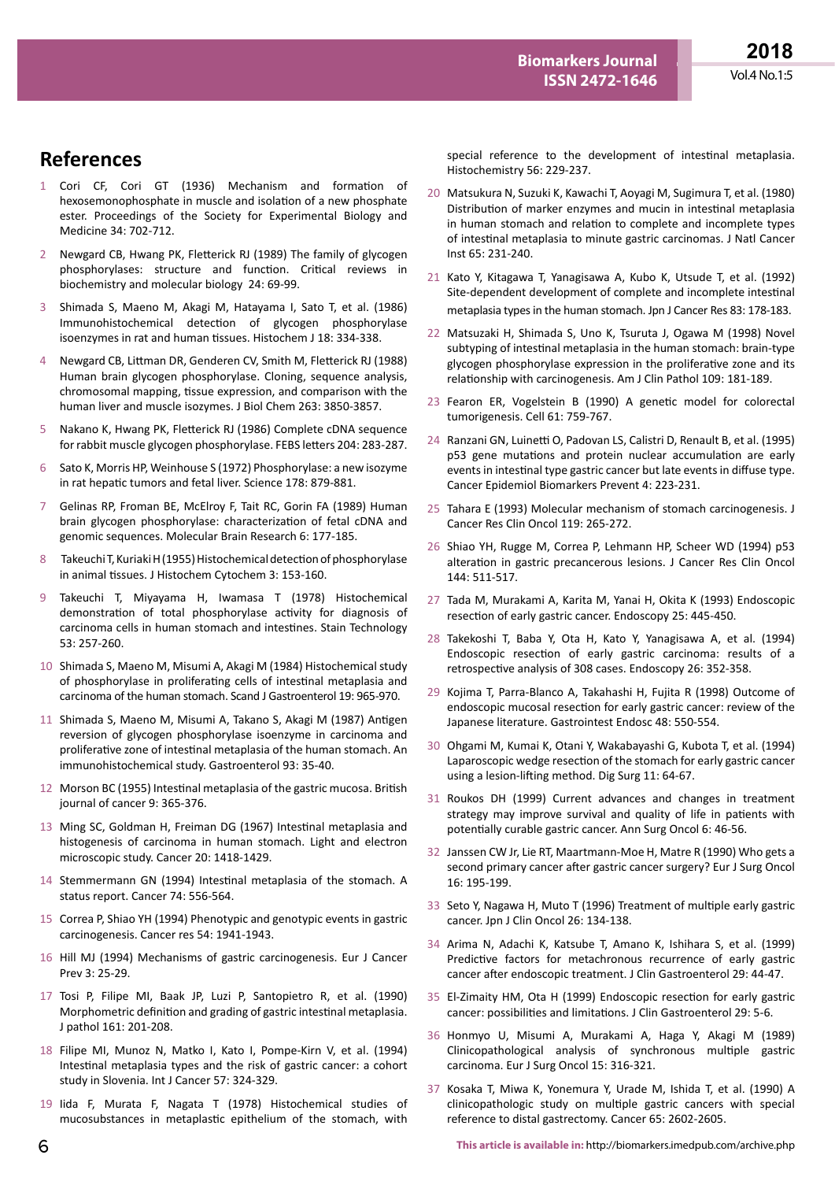## References

1. Cori CF, Cori GT (1936) Mechanism and formation of hexosemonophosphate in muscle and isolation of a new phosphate ester. Proceedings of the Society for Experimental Biology and Medicine 34: 702-712.
2. Newgard CB, Hwang PK, Fletterick RJ (1989) The family of glycogen phosphorylases: structure and function. Critical reviews in biochemistry and molecular biology 24: 69-99.
3. Shimada S, Maeno M, Akagi M, Hatayama I, Sato T, et al. (1986) Immunohistochemical detection of glycogen phosphorylase isoenzymes in rat and human tissues. Histochem J 18: 334-338.
4. Newgard CB, Littman DR, Genderen CV, Smith M, Fletterick RJ (1988) Human brain glycogen phosphorylase. Cloning, sequence analysis, chromosomal mapping, tissue expression, and comparison with the human liver and muscle isozymes. J Biol Chem 263: 3850-3857.
5. Nakano K, Hwang PK, Fletterick RJ (1986) Complete cDNA sequence for rabbit muscle glycogen phosphorylase. FEBS letters 204: 283-287.
6. Sato K, Morris HP, Weinhouse S (1972) Phosphorylase: a new isozyme in rat hepatic tumors and fetal liver. Science 178: 879-881.
7. Gelinas RP, Froman BE, McElroy F, Tait RC, Gorin FA (1989) Human brain glycogen phosphorylase: characterization of fetal cDNA and genomic sequences. Molecular Brain Research 6: 177-185.
8. Takeuchi T, Kuriaki H (1955) Histochemical detection of phosphorylase in animal tissues. J Histochem Cytochem 3: 153-160.
9. Takeuchi T, Miyayama H, Iwamasa T (1978) Histochemical demonstration of total phosphorylase activity for diagnosis of carcinoma cells in human stomach and intestines. Stain Technology 53: 257-260.
10. Shimada S, Maeno M, Misumi A, Akagi M (1984) Histochemical study of phosphorylase in proliferating cells of intestinal metaplasia and carcinoma of the human stomach. Scand J Gastroenterol 19: 965-970.
11. Shimada S, Maeno M, Misumi A, Takano S, Akagi M (1987) Antigen reversion of glycogen phosphorylase isoenzyme in carcinoma and proliferative zone of intestinal metaplasia of the human stomach. An immunohistochemical study. Gastroenterol 93: 35-40.
12. Morson BC (1955) Intestinal metaplasia of the gastric mucosa. British journal of cancer 9: 365-376.
13. Ming SC, Goldman H, Freiman DG (1967) Intestinal metaplasia and histogenesis of carcinoma in human stomach. Light and electron microscopic study. Cancer 20: 1418-1429.
14. Stemmermann GN (1994) Intestinal metaplasia of the stomach. A status report. Cancer 74: 556-564.
15. Correa P, Shiao YH (1994) Phenotypic and genotypic events in gastric carcinogenesis. Cancer res 54: 1941-1943.
16. Hill MJ (1994) Mechanisms of gastric carcinogenesis. Eur J Cancer Prev 3: 25-29.
17. Tosi P, Filipe MI, Baak JP, Luzi P, Santopietro R, et al. (1990) Morphometric definition and grading of gastric intestinal metaplasia. J pathol 161: 201-208.
18. Filipe MI, Munoz N, Matko I, Kato I, Pompe-Kirn V, et al. (1994) Intestinal metaplasia types and the risk of gastric cancer: a cohort study in Slovenia. Int J Cancer 57: 324-329.
19. Iida F, Murata F, Nagata T (1978) Histochemical studies of mucosubstances in metaplastic epithelium of the stomach, with special reference to the development of intestinal metaplasia. Histochemistry 56: 229-237.
20. Matsukura N, Suzuki K, Kawachi T, Aoyagi M, Sugimura T, et al. (1980) Distribution of marker enzymes and mucin in intestinal metaplasia in human stomach and relation to complete and incomplete types of intestinal metaplasia to minute gastric carcinomas. J Natl Cancer Inst 65: 231-240.
21. Kato Y, Kitagawa T, Yanagisawa A, Kubo K, Utsude T, et al. (1992) Site-dependent development of complete and incomplete intestinal metaplasia types in the human stomach. Jpn J Cancer Res 83: 178-183.
22. Matsuzaki H, Shimada S, Uno K, Tsuruta J, Ogawa M (1998) Novel subtyping of intestinal metaplasia in the human stomach: brain-type glycogen phosphorylase expression in the proliferative zone and its relationship with carcinogenesis. Am J Clin Pathol 109: 181-189.
23. Fearon ER, Vogelstein B (1990) A genetic model for colorectal tumorigenesis. Cell 61: 759-767.
24. Ranzani GN, Luinetti O, Padovan LS, Calistri D, Renault B, et al. (1995) p53 gene mutations and protein nuclear accumulation are early events in intestinal type gastric cancer but late events in diffuse type. Cancer Epidemiol Biomarkers Prevent 4: 223-231.
25. Tahara E (1993) Molecular mechanism of stomach carcinogenesis. J Cancer Res Clin Oncol 119: 265-272.
26. Shiao YH, Rugge M, Correa P, Lehmann HP, Scheer WD (1994) p53 alteration in gastric precancerous lesions. J Cancer Res Clin Oncol 144: 511-517.
27. Tada M, Murakami A, Karita M, Yanai H, Okita K (1993) Endoscopic resection of early gastric cancer. Endoscopy 25: 445-450.
28. Takekoshi T, Baba Y, Ota H, Kato Y, Yanagisawa A, et al. (1994) Endoscopic resection of early gastric carcinoma: results of a retrospective analysis of 308 cases. Endoscopy 26: 352-358.
29. Kojima T, Parra-Blanco A, Takahashi H, Fujita R (1998) Outcome of endoscopic mucosal resection for early gastric cancer: review of the Japanese literature. Gastrointest Endosc 48: 550-554.
30. Ohgami M, Kumai K, Otani Y, Wakabayashi G, Kubota T, et al. (1994) Laparoscopic wedge resection of the stomach for early gastric cancer using a lesion-lifting method. Dig Surg 11: 64-67.
31. Roukos DH (1999) Current advances and changes in treatment strategy may improve survival and quality of life in patients with potentially curable gastric cancer. Ann Surg Oncol 6: 46-56.
32. Janssen CW Jr, Lie RT, Maartmann-Moe H, Matre R (1990) Who gets a second primary cancer after gastric cancer surgery? Eur J Surg Oncol 16: 195-199.
33. Seto Y, Nagawa H, Muto T (1996) Treatment of multiple early gastric cancer. Jpn J Clin Oncol 26: 134-138.
34. Arima N, Adachi K, Katsube T, Amano K, Ishihara S, et al. (1999) Predictive factors for metachronous recurrence of early gastric cancer after endoscopic treatment. J Clin Gastroenterol 29: 44-47.
35. El-Zimaity HM, Ota H (1999) Endoscopic resection for early gastric cancer: possibilities and limitations. J Clin Gastroenterol 29: 5-6.
36. Honmyo U, Misumi A, Murakami A, Haga Y, Akagi M (1989) Clinicopathological analysis of synchronous multiple gastric carcinoma. Eur J Surg Oncol 15: 316-321.
37. Kosaka T, Miwa K, Yonemura Y, Urade M, Ishida T, et al. (1990) A clinicopathologic study on multiple gastric cancers with special reference to distal gastrectomy. Cancer 65: 2602-2605.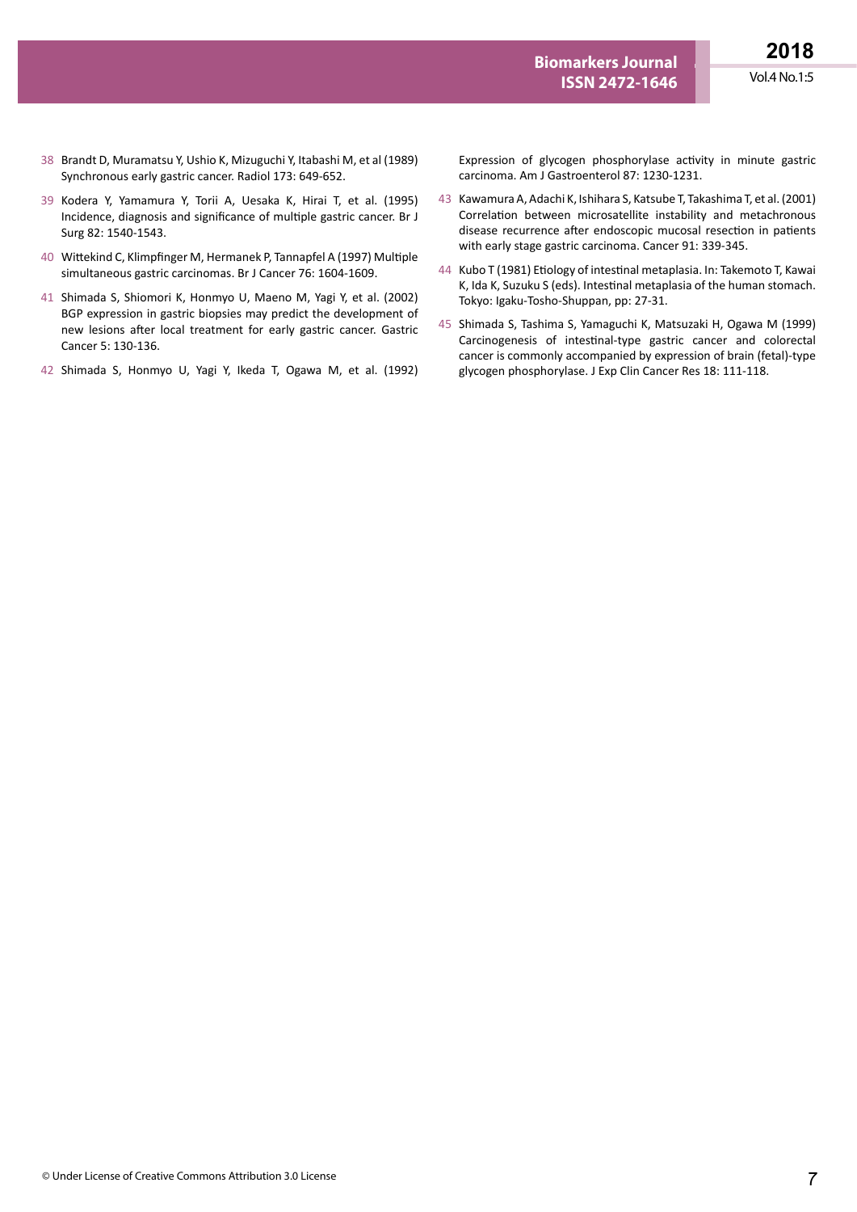38. Brandt D, Muramatsu Y, Ushio K, Mizuguchi Y, Itabashi M, et al (1989) Synchronous early gastric cancer. Radiol 173: 649-652.
39. Kodera Y, Yamamura Y, Torii A, Uesaka K, Hirai T, et al. (1995) Incidence, diagnosis and significance of multiple gastric cancer. Br J Surg 82: 1540-1543.
40. Wittekind C, Klimpfinger M, Hermanek P, Tannapfel A (1997) Multiple simultaneous gastric carcinomas. Br J Cancer 76: 1604-1609.
41. Shimada S, Shiomori K, Honmyo U, Maeno M, Yagi Y, et al. (2002) BGP expression in gastric biopsies may predict the development of new lesions after local treatment for early gastric cancer. Gastric Cancer 5: 130-136.
42. Shimada S, Honmyo U, Yagi Y, Ikeda T, Ogawa M, et al. (1992) Expression of glycogen phosphorylase activity in minute gastric carcinoma. Am J Gastroenterol 87: 1230-1231.
43. Kawamura A, Adachi K, Ishihara S, Katsube T, Takashima T, et al. (2001) Correlation between microsatellite instability and metachronous disease recurrence after endoscopic mucosal resection in patients with early stage gastric carcinoma. Cancer 91: 339-345.
44. Kubo T (1981) Etiology of intestinal metaplasia. In: Takemoto T, Kawai K, Ida K, Suzuku S (eds). Intestinal metaplasia of the human stomach. Tokyo: Igaku-Tosho-Shuppan, pp: 27-31.
45. Shimada S, Tashima S, Yamaguchi K, Matsuzaki H, Ogawa M (1999) Carcinogenesis of intestinal-type gastric cancer and colorectal cancer is commonly accompanied by expression of brain (fetal)-type glycogen phosphorylase. J Exp Clin Cancer Res 18: 111-118.

© Under License of Creative Commons Attribution 3.0 License